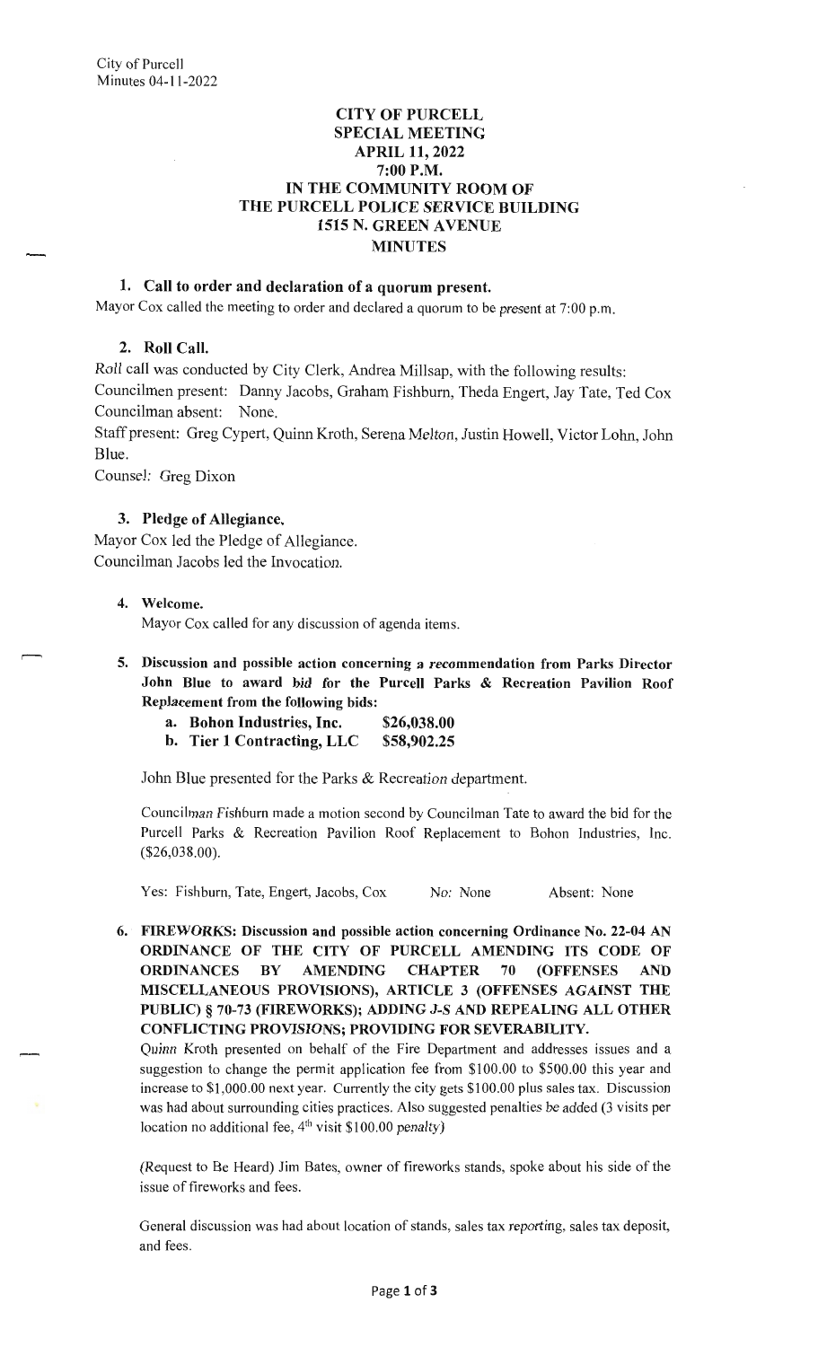# CITY OF PURCELL
## SPECIAL MEETING
## APRIL 11, 2022
## 7:00 P.M.
## IN THE COMMUNITY ROOM OF THE PURCELL POLICE SERVICE BUILDING 1515 N. GREEN AVENUE
## MINUTES

### 1. Call to order and declaration of a quorum present.

Mayor Cox called the meeting to order and declared a quorum to be present at 7:00 p.m.

### 2. Roll Call.

Roll call was conducted by City Clerk, Andrea Millsap, with the following results:
Councilmen present: Danny Jacobs, Graham Fishburn, Theda Engert, Jay Tate, Ted Cox
Councilman absent: None.
Staff present: Greg Cypert, Quinn Kroth, Serena Melton, Justin Howell, Victor Lohn, John Blue.
Counsel: Greg Dixon

### 3. Pledge of Allegiance.

Mayor Cox led the Pledge of Allegiance.
Councilman Jacobs led the Invocation.

### 4. Welcome.

Mayor Cox called for any discussion of agenda items.

### 5. Discussion and possible action concerning a recommendation from Parks Director John Blue to award bid for the Purcell Parks & Recreation Pavilion Roof Replacement from the following bids:

**a. Bohon Industries, Inc. $26,038.00**
**b. Tier 1 Contracting, LLC $58,902.25**

John Blue presented for the Parks & Recreation department.

Councilman Fishburn made a motion second by Councilman Tate to award the bid for the Purcell Parks & Recreation Pavilion Roof Replacement to Bohon Industries, Inc. ($26,038.00).

Yes: Fishburn, Tate, Engert, Jacobs, Cox No: None Absent: None

### 6. FIREWORKS: Discussion and possible action concerning Ordinance No. 22-04 AN ORDINANCE OF THE CITY OF PURCELL AMENDING ITS CODE OF ORDINANCES BY AMENDING CHAPTER 70 (OFFENSES AND MISCELLANEOUS PROVISIONS), ARTICLE 3 (OFFENSES AGAINST THE PUBLIC) § 70-73 (FIREWORKS); ADDING J-S AND REPEALING ALL OTHER CONFLICTING PROVISIONS; PROVIDING FOR SEVERABILITY.

Quinn Kroth presented on behalf of the Fire Department and addresses issues and a suggestion to change the permit application fee from $100.00 to $500.00 this year and increase to $1,000.00 next year. Currently the city gets $100.00 plus sales tax. Discussion was had about surrounding cities practices. Also suggested penalties be added (3 visits per location no additional fee, 4th visit $100.00 penalty)

(Request to Be Heard) Jim Bates, owner of fireworks stands, spoke about his side of the issue of fireworks and fees.

General discussion was had about location of stands, sales tax reporting, sales tax deposit, and fees.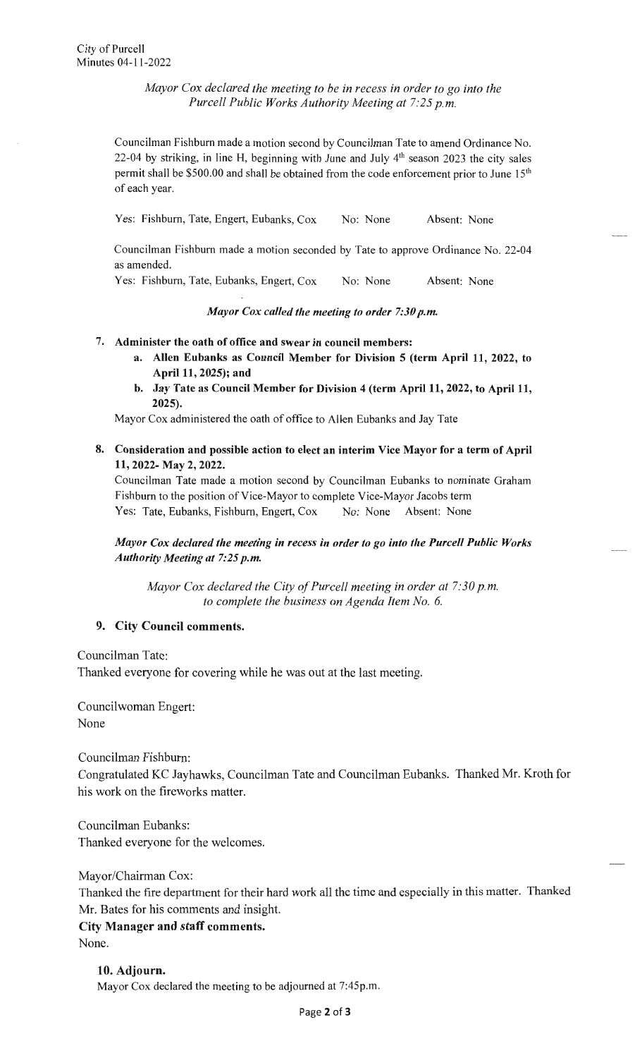City of Purcell
Minutes 04-11-2022

*Mayor Cox declared the meeting to be in recess in order to go into the Purcell Public Works Authority Meeting at 7:25 p.m.*

Councilman Fishburn made a motion second by Councilman Tate to amend Ordinance No. 22-04 by striking, in line H, beginning with June and July 4th season 2023 the city sales permit shall be $500.00 and shall be obtained from the code enforcement prior to June 15th of each year.

Yes: Fishburn, Tate, Engert, Eubanks, Cox     No: None     Absent: None

Councilman Fishburn made a motion seconded by Tate to approve Ordinance No. 22-04 as amended.

Yes: Fishburn, Tate, Eubanks, Engert, Cox     No: None     Absent: None

***Mayor Cox called the meeting to order 7:30 p.m.***

**7. Administer the oath of office and swear in council members:**

   **a. Allen Eubanks as Council Member for Division 5 (term April 11, 2022, to April 11, 2025); and**

   **b. Jay Tate as Council Member for Division 4 (term April 11, 2022, to April 11, 2025).**

Mayor Cox administered the oath of office to Allen Eubanks and Jay Tate

**8. Consideration and possible action to elect an interim Vice Mayor for a term of April 11, 2022- May 2, 2022.**

Councilman Tate made a motion second by Councilman Eubanks to nominate Graham Fishburn to the position of Vice-Mayor to complete Vice-Mayor Jacobs term

Yes: Tate, Eubanks, Fishburn, Engert, Cox     No: None     Absent: None

***Mayor Cox declared the meeting in recess in order to go into the Purcell Public Works Authority Meeting at 7:25 p.m.***

*Mayor Cox declared the City of Purcell meeting in order at 7:30 p.m. to complete the business on Agenda Item No. 6.*

**9. City Council comments.**

Councilman Tate:
Thanked everyone for covering while he was out at the last meeting.

Councilwoman Engert:
None

Councilman Fishburn:
Congratulated KC Jayhawks, Councilman Tate and Councilman Eubanks. Thanked Mr. Kroth for his work on the fireworks matter.

Councilman Eubanks:
Thanked everyone for the welcomes.

Mayor/Chairman Cox:
Thanked the fire department for their hard work all the time and especially in this matter. Thanked Mr. Bates for his comments and insight.

**City Manager and staff comments.**
None.

**10. Adjourn.**
Mayor Cox declared the meeting to be adjourned at 7:45p.m.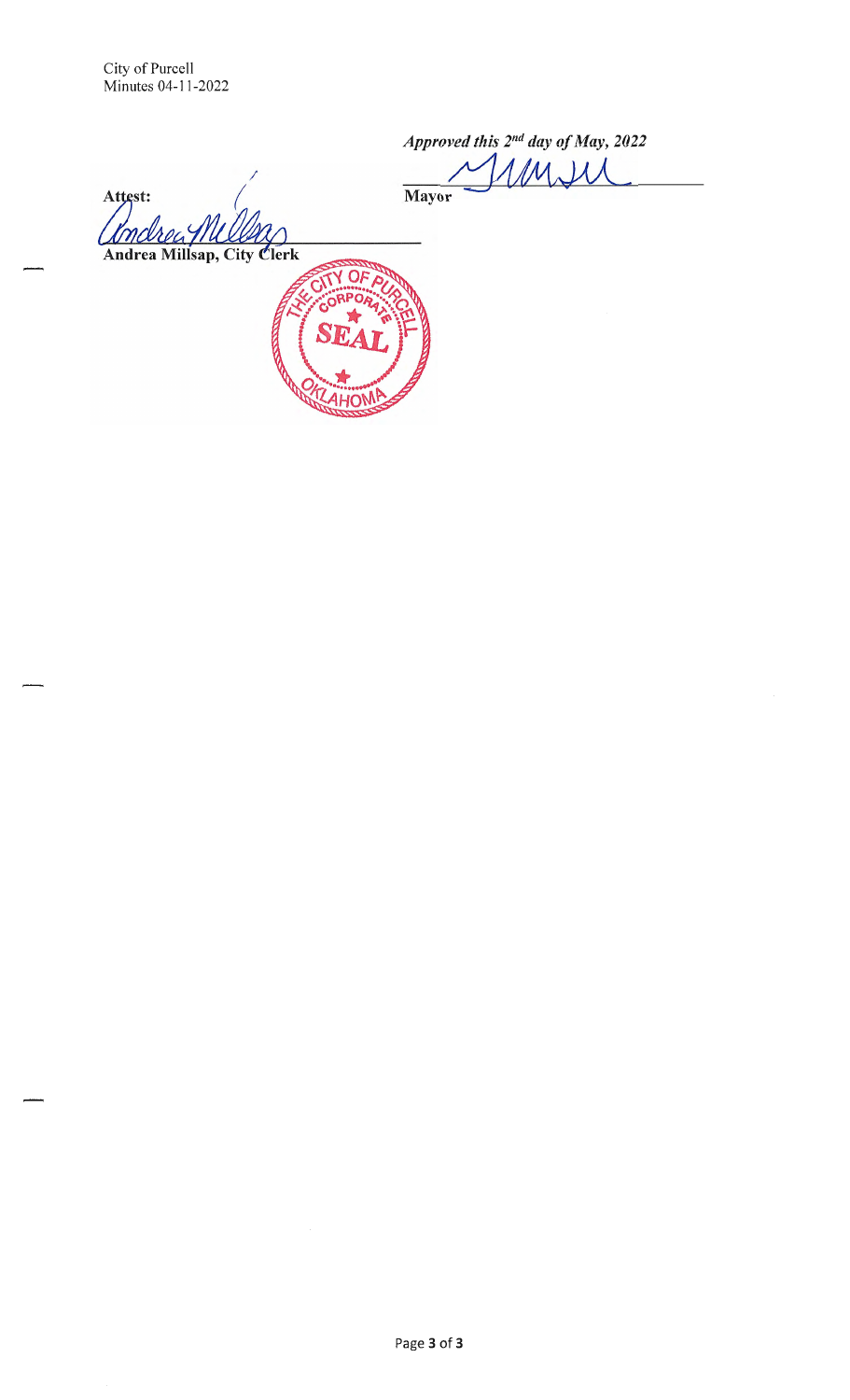*Approved this 2nd day of May, 2022*

**Mayor**

**Attest:**

**Andrea Millsap, City Clerk**

THE CITY OF PURCELL CORPORATE SEAL OKLAHOMA